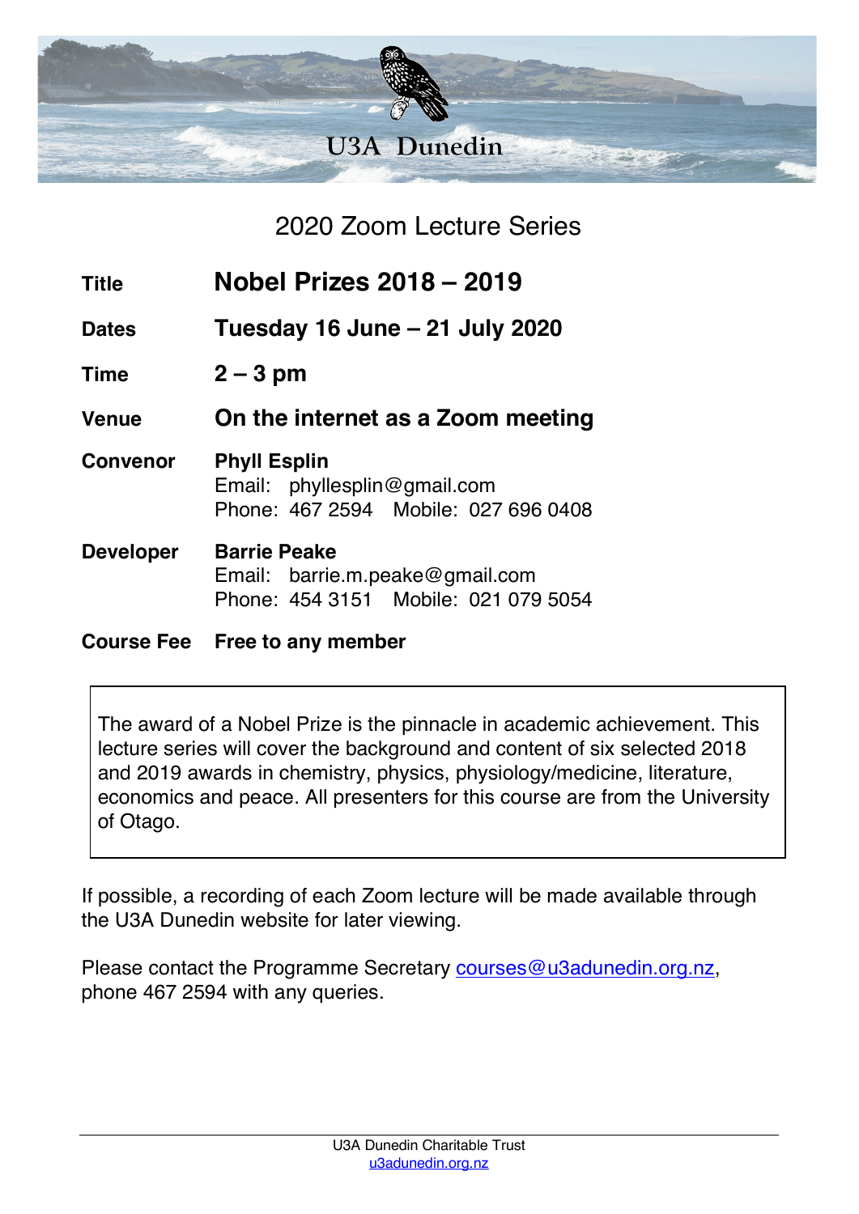# U3A Dunedin

## 2020 Zoom Lecture Series

| | |
|---|---|
| **Title** | **Nobel Prizes 2018 – 2019** |
| **Dates** | **Tuesday 16 June – 21 July 2020** |
| **Time** | **2 – 3 pm** |
| **Venue** | **On the internet as a Zoom meeting** |
| **Convenor** | **Phyll Esplin**<br>Email: phyllesplin@gmail.com<br>Phone: 467 2594 Mobile: 027 696 0408 |
| **Developer** | **Barrie Peake**<br>Email: barrie.m.peake@gmail.com<br>Phone: 454 3151 Mobile: 021 079 5054 |
| **Course Fee** | **Free to any member** |

> The award of a Nobel Prize is the pinnacle in academic achievement. This lecture series will cover the background and content of six selected 2018 and 2019 awards in chemistry, physics, physiology/medicine, literature, economics and peace. All presenters for this course are from the University of Otago.

If possible, a recording of each Zoom lecture will be made available through the U3A Dunedin website for later viewing.

Please contact the Programme Secretary courses@u3adunedin.org.nz, phone 467 2594 with any queries.

U3A Dunedin Charitable Trust
u3adunedin.org.nz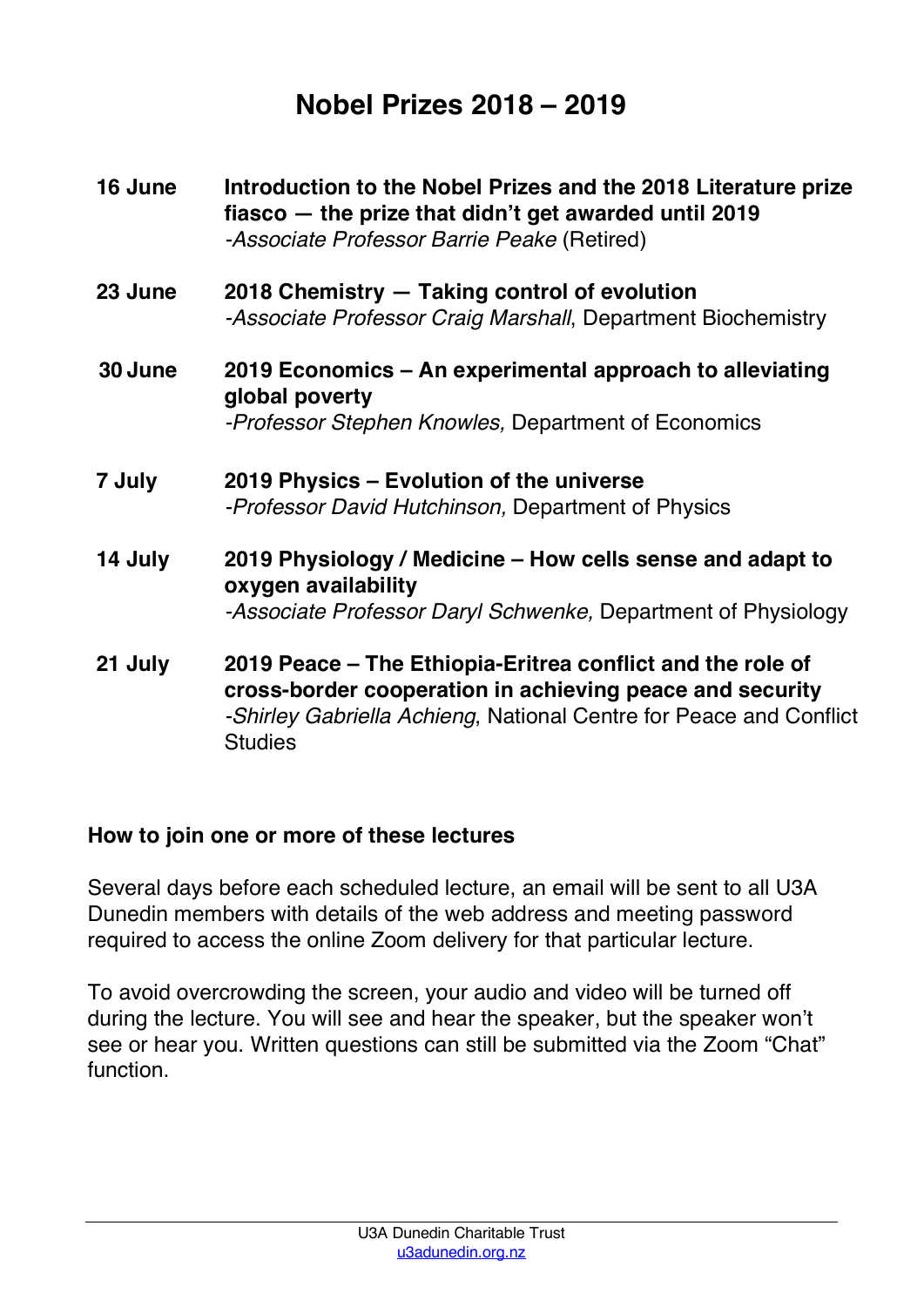# Nobel Prizes 2018 – 2019

| | |
|---|---|
| **16 June** | **Introduction to the Nobel Prizes and the 2018 Literature prize fiasco — the prize that didn't get awarded until 2019**<br>*-Associate Professor Barrie Peake* (Retired) |
| **23 June** | **2018 Chemistry — Taking control of evolution**<br>*-Associate Professor Craig Marshall*, Department Biochemistry |
| **30 June** | **2019 Economics – An experimental approach to alleviating global poverty**<br>*-Professor Stephen Knowles,* Department of Economics |
| **7 July** | **2019 Physics – Evolution of the universe**<br>*-Professor David Hutchinson,* Department of Physics |
| **14 July** | **2019 Physiology / Medicine – How cells sense and adapt to oxygen availability**<br>*-Associate Professor Daryl Schwenke,* Department of Physiology |
| **21 July** | **2019 Peace – The Ethiopia-Eritrea conflict and the role of cross-border cooperation in achieving peace and security**<br>*-Shirley Gabriella Achieng*, National Centre for Peace and Conflict Studies |

## How to join one or more of these lectures

Several days before each scheduled lecture, an email will be sent to all U3A Dunedin members with details of the web address and meeting password required to access the online Zoom delivery for that particular lecture.

To avoid overcrowding the screen, your audio and video will be turned off during the lecture. You will see and hear the speaker, but the speaker won't see or hear you. Written questions can still be submitted via the Zoom "Chat" function.

U3A Dunedin Charitable Trust
u3adunedin.org.nz